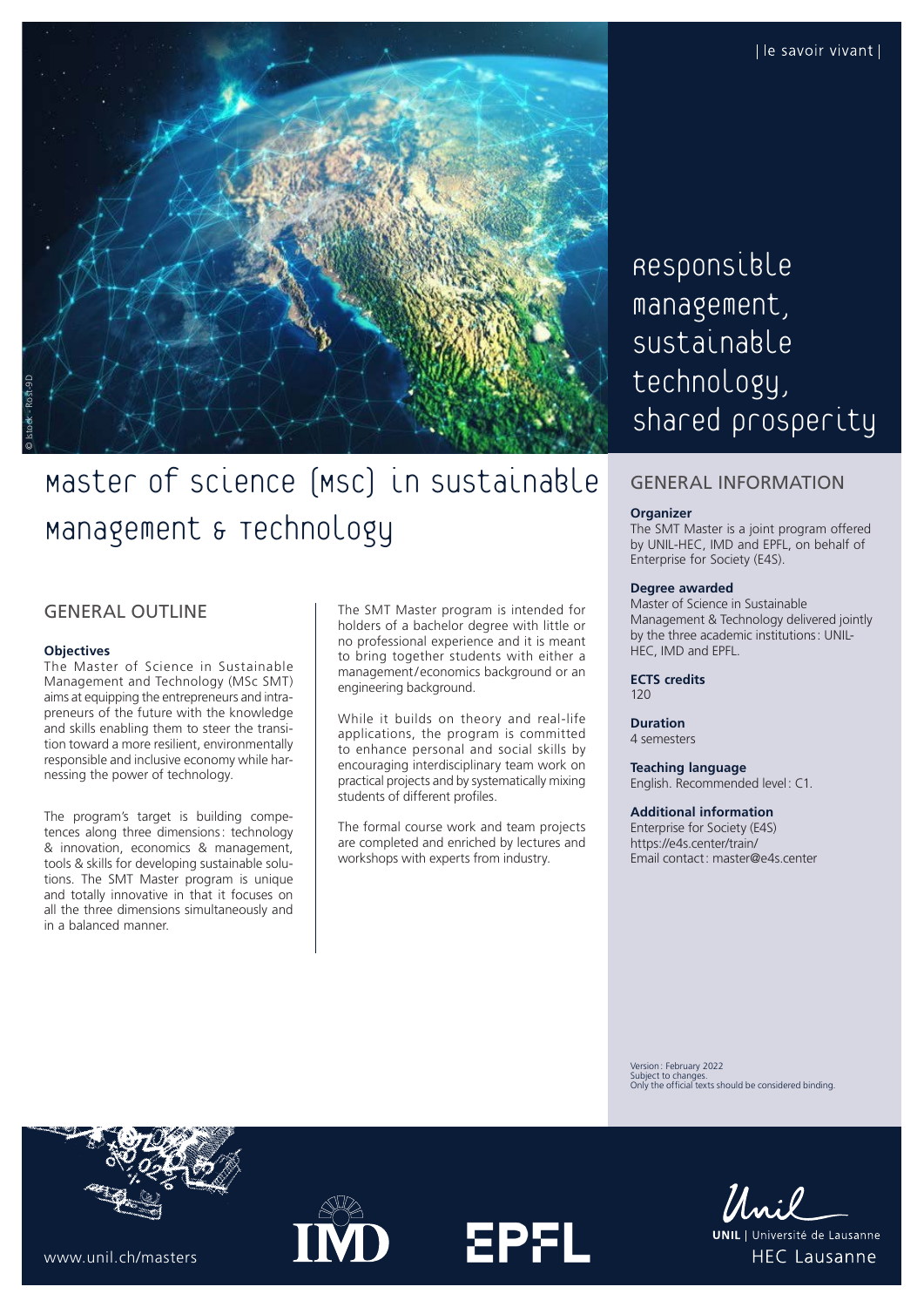| le savoir vivant |

Responsible management, sustainable technology, shared prosperity

# Master of Science (MSc) in Sustainable Management & Technology

## GENERAL OUTLINE

**Objectives**

The Master of Science in Sustainable Management and Technology (MSc SMT) aims at equipping the entrepreneurs and intrapreneurs of the future with the knowledge and skills enabling them to steer the transition toward a more resilient, environmentally responsible and inclusive economy while harnessing the power of technology.

The program's target is building competences along three dimensions: technology & innovation, economics & management, tools & skills for developing sustainable solutions. The SMT Master program is unique and totally innovative in that it focuses on all the three dimensions simultaneously and in a balanced manner.

The SMT Master program is intended for holders of a bachelor degree with little or no professional experience and it is meant to bring together students with either a management/economics background or an engineering background.

While it builds on theory and real-life applications, the program is committed to enhance personal and social skills by encouraging interdisciplinary team work on practical projects and by systematically mixing students of different profiles.

The formal course work and team projects are completed and enriched by lectures and workshops with experts from industry.

## GENERAL INFORMATION

**Organizer**

The SMT Master is a joint program offered by UNIL-HEC, IMD and EPFL, on behalf of Enterprise for Society (E4S).

**Degree awarded**

Master of Science in Sustainable Management & Technology delivered jointly by the three academic institutions: UNIL-HEC, IMD and EPFL.

**ECTS credits**

120

**Duration**

4 semesters

**Teaching language**

English. Recommended level: C1.

**Additional information**

Enterprise for Society (E4S)
https://e4s.center/train/
Email contact: master@e4s.center

Version: February 2022
Subject to changes.
Only the official texts should be considered binding.

www.unil.ch/masters

IMD EPFL

UNIL | Université de Lausanne
HEC Lausanne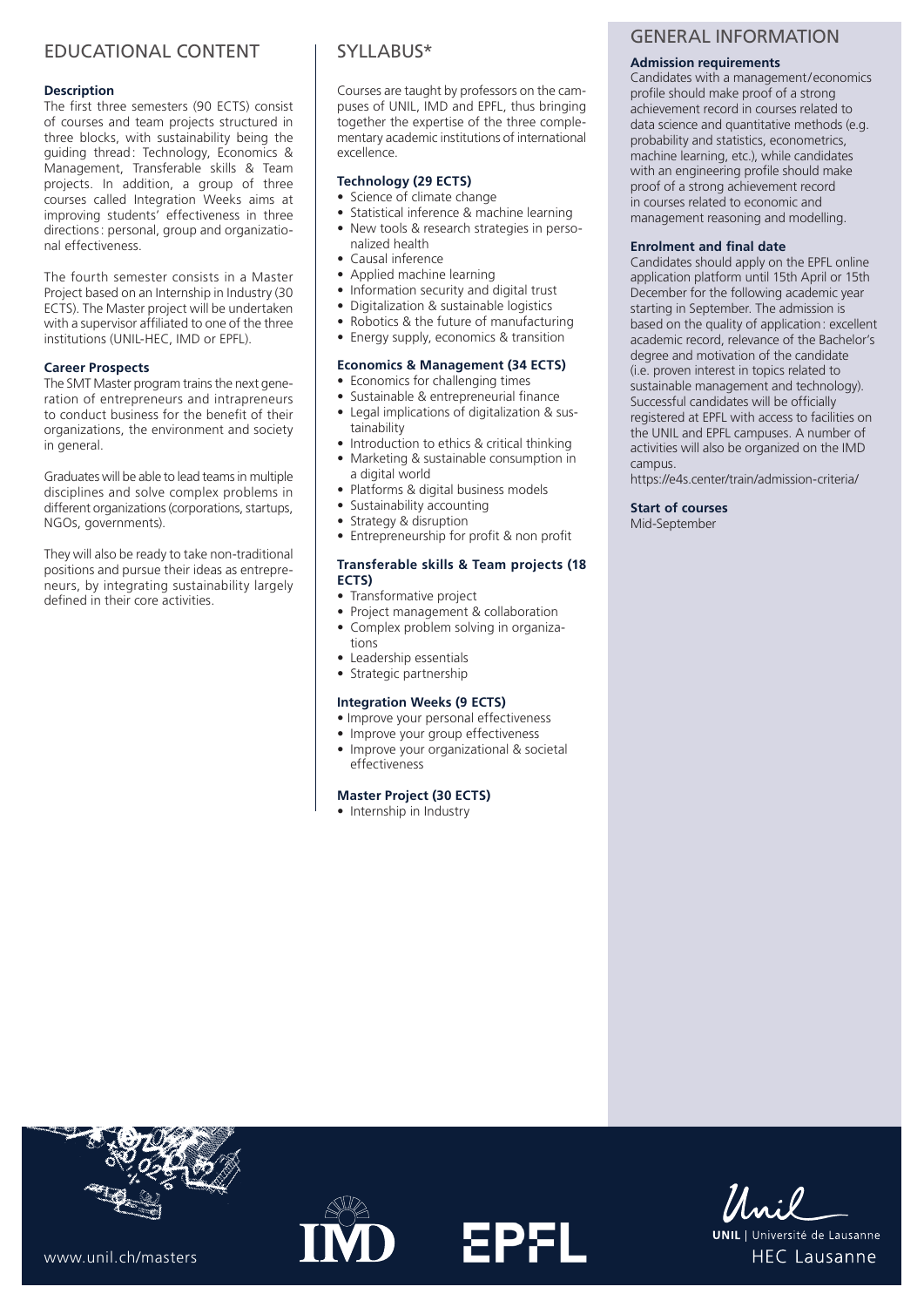## EDUCATIONAL CONTENT

### Description

The first three semesters (90 ECTS) consist of courses and team projects structured in three blocks, with sustainability being the guiding thread: Technology, Economics & Management, Transferable skills & Team projects. In addition, a group of three courses called Integration Weeks aims at improving students' effectiveness in three directions: personal, group and organizational effectiveness.

The fourth semester consists in a Master Project based on an Internship in Industry (30 ECTS). The Master project will be undertaken with a supervisor affiliated to one of the three institutions (UNIL-HEC, IMD or EPFL).

### Career Prospects

The SMT Master program trains the next generation of entrepreneurs and intrapreneurs to conduct business for the benefit of their organizations, the environment and society in general.

Graduates will be able to lead teams in multiple disciplines and solve complex problems in different organizations (corporations, startups, NGOs, governments).

They will also be ready to take non-traditional positions and pursue their ideas as entrepreneurs, by integrating sustainability largely defined in their core activities.

## SYLLABUS*

Courses are taught by professors on the campuses of UNIL, IMD and EPFL, thus bringing together the expertise of the three complementary academic institutions of international excellence.

### Technology (29 ECTS)

- Science of climate change
- Statistical inference & machine learning
- New tools & research strategies in personalized health
- Causal inference
- Applied machine learning
- Information security and digital trust
- Digitalization & sustainable logistics
- Robotics & the future of manufacturing
- Energy supply, economics & transition

### Economics & Management (34 ECTS)

- Economics for challenging times
- Sustainable & entrepreneurial finance
- Legal implications of digitalization & sustainability
- Introduction to ethics & critical thinking
- Marketing & sustainable consumption in a digital world
- Platforms & digital business models
- Sustainability accounting
- Strategy & disruption
- Entrepreneurship for profit & non profit

### Transferable skills & Team projects (18 ECTS)

- Transformative project
- Project management & collaboration
- Complex problem solving in organizations
- Leadership essentials
- Strategic partnership

### Integration Weeks (9 ECTS)

- Improve your personal effectiveness
- Improve your group effectiveness
- Improve your organizational & societal effectiveness

### Master Project (30 ECTS)

- Internship in Industry

## GENERAL INFORMATION

### Admission requirements

Candidates with a management/economics profile should make proof of a strong achievement record in courses related to data science and quantitative methods (e.g. probability and statistics, econometrics, machine learning, etc.), while candidates with an engineering profile should make proof of a strong achievement record in courses related to economic and management reasoning and modelling.

### Enrolment and final date

Candidates should apply on the EPFL online application platform until 15th April or 15th December for the following academic year starting in September. The admission is based on the quality of application: excellent academic record, relevance of the Bachelor's degree and motivation of the candidate (i.e. proven interest in topics related to sustainable management and technology). Successful candidates will be officially registered at EPFL with access to facilities on the UNIL and EPFL campuses. A number of activities will also be organized on the IMD campus.

https://e4s.center/train/admission-criteria/

### Start of courses

Mid-September

www.unil.ch/masters

IMD EPFL

UNIL | Université de Lausanne
HEC Lausanne